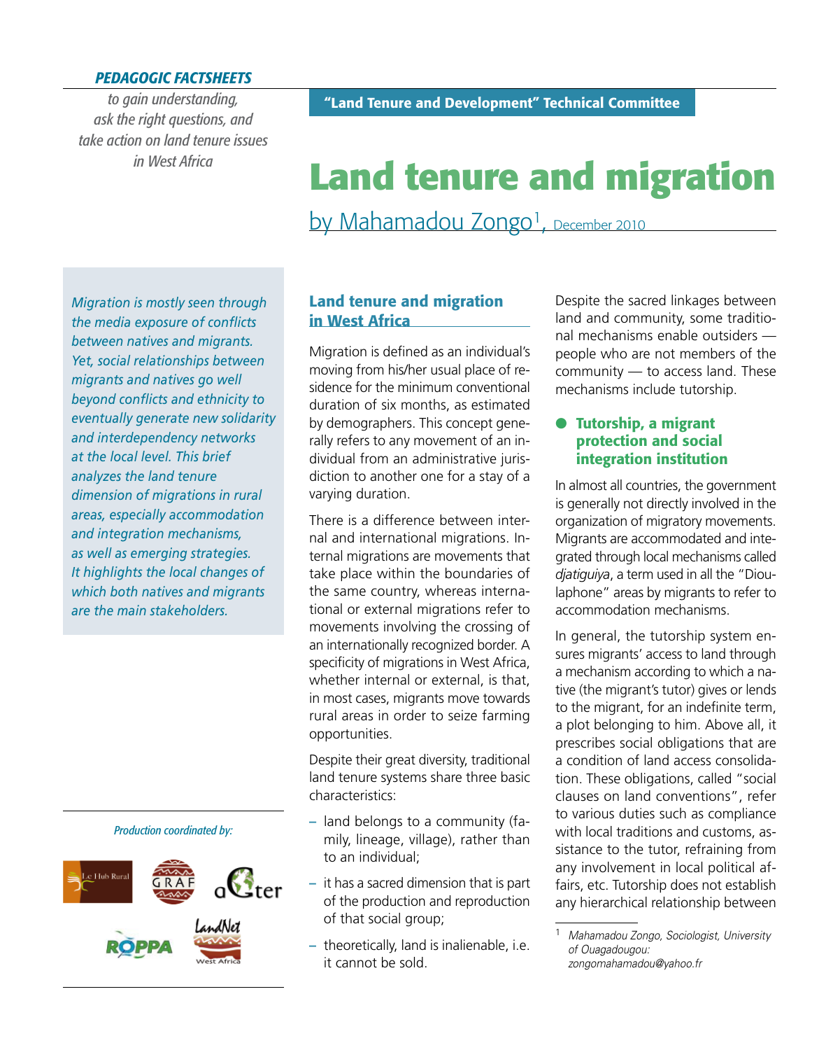**PEDAGOGIC FACTSHEETS**

*to gain understanding, ask the right questions, and take action on land tenure issues in West Africa*

**"Land Tenure and Development" Technical Committee**

# Land tenure and migration

by Mahamadou Zongo[1], December 2010

*Migration is mostly seen through the media exposure of conflicts between natives and migrants. Yet, social relationships between migrants and natives go well beyond conflicts and ethnicity to eventually generate new solidarity and interdependency networks at the local level. This brief analyzes the land tenure dimension of migrations in rural areas, especially accommodation and integration mechanisms, as well as emerging strategies. It highlights the local changes of which both natives and migrants are the main stakeholders.*

*Production coordinated by:* Le Hub Rural, GRAF, aGter, ROPPA, LandNet West Africa

## Land tenure and migration in West Africa

Migration is defined as an individual's moving from his/her usual place of residence for the minimum conventional duration of six months, as estimated by demographers. This concept generally refers to any movement of an individual from an administrative jurisdiction to another one for a stay of a varying duration.

There is a difference between internal and international migrations. Internal migrations are movements that take place within the boundaries of the same country, whereas international or external migrations refer to movements involving the crossing of an internationally recognized border. A specificity of migrations in West Africa, whether internal or external, is that, in most cases, migrants move towards rural areas in order to seize farming opportunities.

Despite their great diversity, traditional land tenure systems share three basic characteristics:

- land belongs to a community (family, lineage, village), rather than to an individual;
- it has a sacred dimension that is part of the production and reproduction of that social group;
- theoretically, land is inalienable, i.e. it cannot be sold.

Despite the sacred linkages between land and community, some traditional mechanisms enable outsiders — people who are not members of the community — to access land. These mechanisms include tutorship.

### Tutorship, a migrant protection and social integration institution

In almost all countries, the government is generally not directly involved in the organization of migratory movements. Migrants are accommodated and integrated through local mechanisms called *djatiguiya*, a term used in all the "Dioulaphone" areas by migrants to refer to accommodation mechanisms.

In general, the tutorship system ensures migrants' access to land through a mechanism according to which a native (the migrant's tutor) gives or lends to the migrant, for an indefinite term, a plot belonging to him. Above all, it prescribes social obligations that are a condition of land access consolidation. These obligations, called "social clauses on land conventions", refer to various duties such as compliance with local traditions and customs, assistance to the tutor, refraining from any involvement in local political affairs, etc. Tutorship does not establish any hierarchical relationship between

---

[1] *Mahamadou Zongo, Sociologist, University of Ouagadougou: zongomahamadou@yahoo.fr*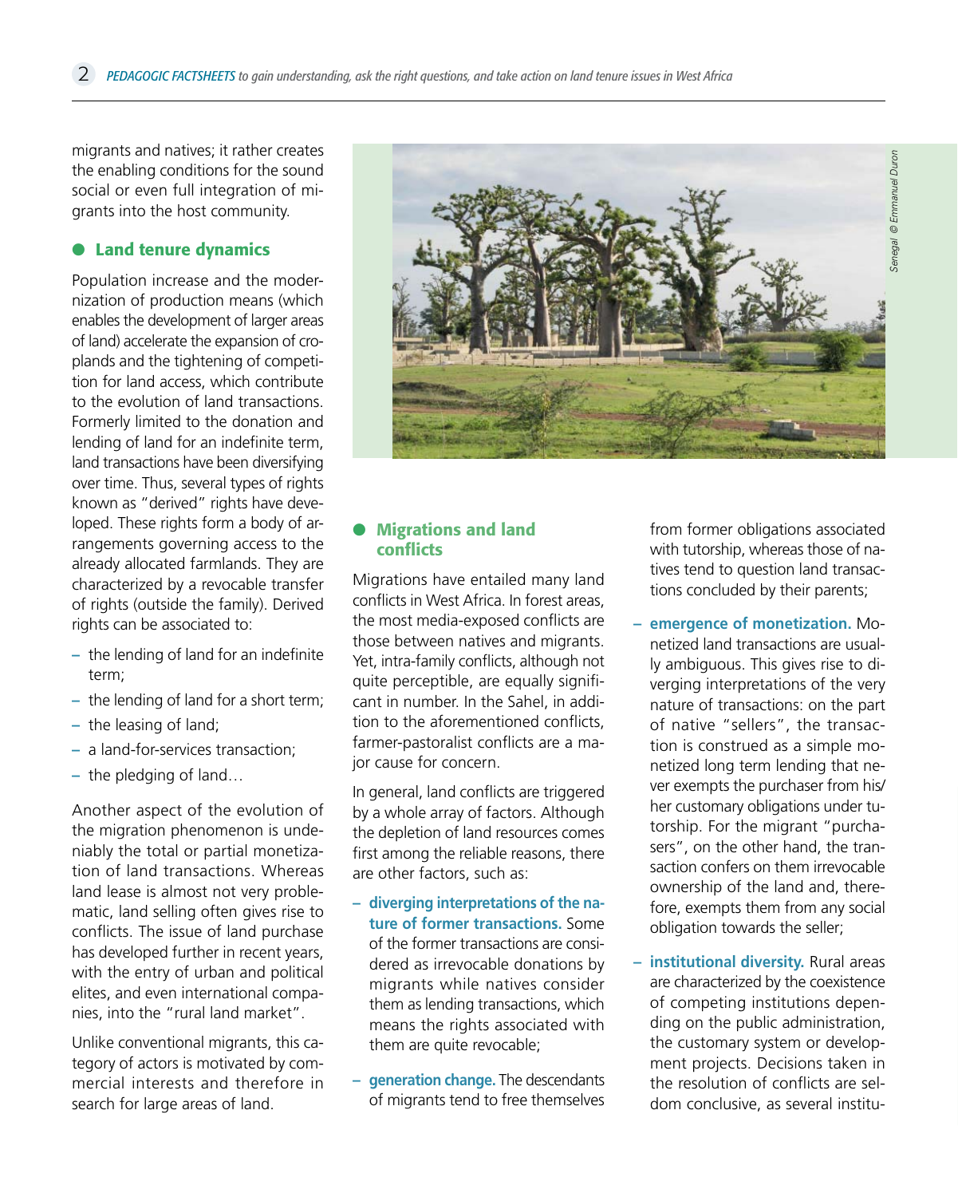migrants and natives; it rather creates the enabling conditions for the sound social or even full integration of migrants into the host community.

## Land tenure dynamics

Population increase and the modernization of production means (which enables the development of larger areas of land) accelerate the expansion of croplands and the tightening of competition for land access, which contribute to the evolution of land transactions. Formerly limited to the donation and lending of land for an indefinite term, land transactions have been diversifying over time. Thus, several types of rights known as "derived" rights have developed. These rights form a body of arrangements governing access to the already allocated farmlands. They are characterized by a revocable transfer of rights (outside the family). Derived rights can be associated to:

- the lending of land for an indefinite term;
- the lending of land for a short term;
- the leasing of land;
- a land-for-services transaction;
- the pledging of land…

Another aspect of the evolution of the migration phenomenon is undeniably the total or partial monetization of land transactions. Whereas land lease is almost not very problematic, land selling often gives rise to conflicts. The issue of land purchase has developed further in recent years, with the entry of urban and political elites, and even international companies, into the "rural land market".

Unlike conventional migrants, this category of actors is motivated by commercial interests and therefore in search for large areas of land.

*Senegal © Emmanuel Duron*

## Migrations and land conflicts

Migrations have entailed many land conflicts in West Africa. In forest areas, the most media-exposed conflicts are those between natives and migrants. Yet, intra-family conflicts, although not quite perceptible, are equally significant in number. In the Sahel, in addition to the aforementioned conflicts, farmer-pastoralist conflicts are a major cause for concern.

In general, land conflicts are triggered by a whole array of factors. Although the depletion of land resources comes first among the reliable reasons, there are other factors, such as:

- **diverging interpretations of the nature of former transactions.** Some of the former transactions are considered as irrevocable donations by migrants while natives consider them as lending transactions, which means the rights associated with them are quite revocable;
- **generation change.** The descendants of migrants tend to free themselves from former obligations associated with tutorship, whereas those of natives tend to question land transactions concluded by their parents;
- **emergence of monetization.** Monetized land transactions are usually ambiguous. This gives rise to diverging interpretations of the very nature of transactions: on the part of native "sellers", the transaction is construed as a simple monetized long term lending that never exempts the purchaser from his/her customary obligations under tutorship. For the migrant "purchasers", on the other hand, the transaction confers on them irrevocable ownership of the land and, therefore, exempts them from any social obligation towards the seller;
- **institutional diversity.** Rural areas are characterized by the coexistence of competing institutions depending on the public administration, the customary system or development projects. Decisions taken in the resolution of conflicts are seldom conclusive, as several institu-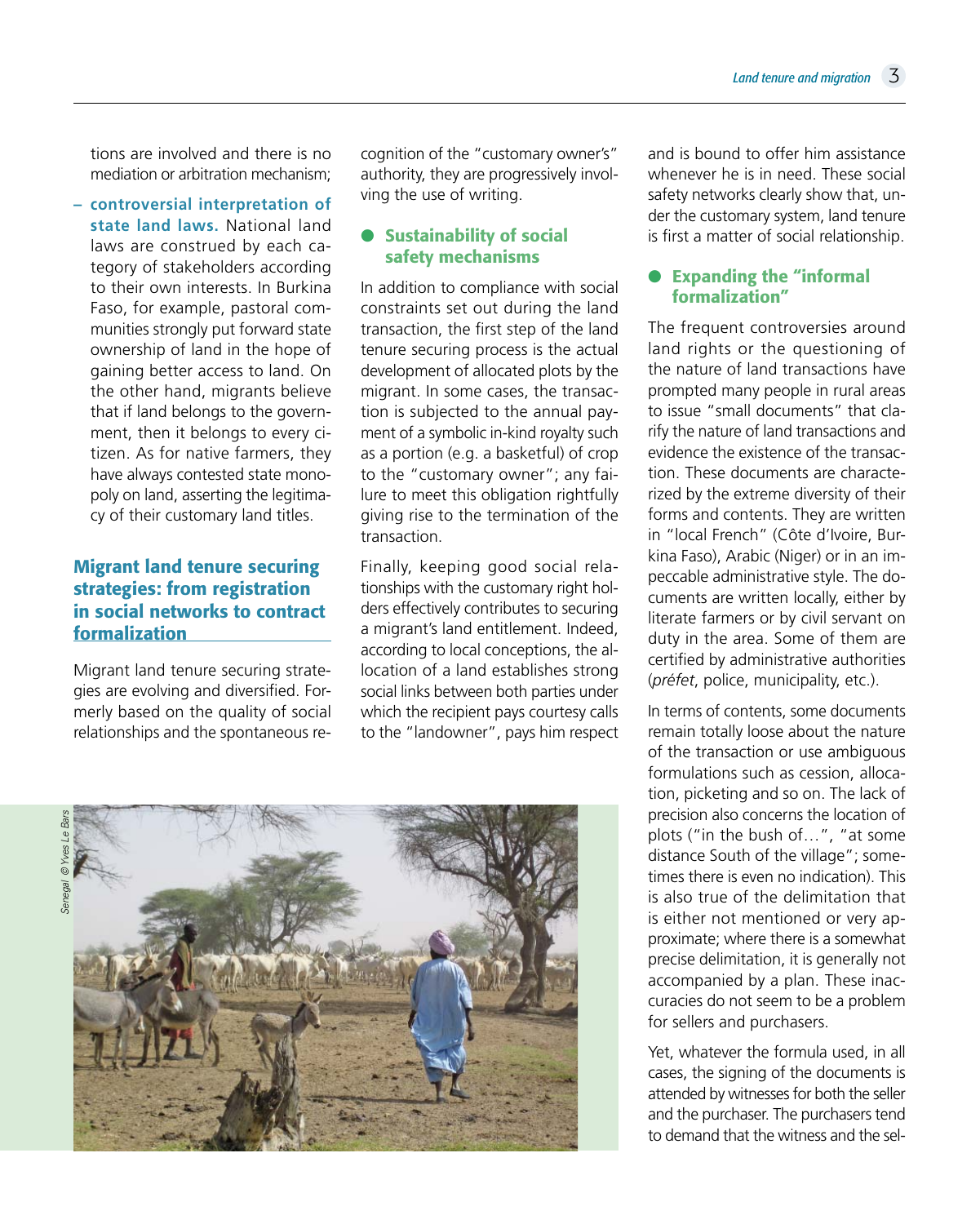tions are involved and there is no mediation or arbitration mechanism;

– **controversial interpretation of state land laws.** National land laws are construed by each category of stakeholders according to their own interests. In Burkina Faso, for example, pastoral communities strongly put forward state ownership of land in the hope of gaining better access to land. On the other hand, migrants believe that if land belongs to the government, then it belongs to every citizen. As for native farmers, they have always contested state monopoly on land, asserting the legitimacy of their customary land titles.

## Migrant land tenure securing strategies: from registration in social networks to contract formalization

Migrant land tenure securing strategies are evolving and diversified. Formerly based on the quality of social relationships and the spontaneous recognition of the "customary owner's" authority, they are progressively involving the use of writing.

### Sustainability of social safety mechanisms

In addition to compliance with social constraints set out during the land transaction, the first step of the land tenure securing process is the actual development of allocated plots by the migrant. In some cases, the transaction is subjected to the annual payment of a symbolic in-kind royalty such as a portion (e.g. a basketful) of crop to the "customary owner"; any failure to meet this obligation rightfully giving rise to the termination of the transaction.

Finally, keeping good social relationships with the customary right holders effectively contributes to securing a migrant's land entitlement. Indeed, according to local conceptions, the allocation of a land establishes strong social links between both parties under which the recipient pays courtesy calls to the "landowner", pays him respect and is bound to offer him assistance whenever he is in need. These social safety networks clearly show that, under the customary system, land tenure is first a matter of social relationship.

*Senegal/ © Yves Le Bars*

### Expanding the "informal formalization"

The frequent controversies around land rights or the questioning of the nature of land transactions have prompted many people in rural areas to issue "small documents" that clarify the nature of land transactions and evidence the existence of the transaction. These documents are characterized by the extreme diversity of their forms and contents. They are written in "local French" (Côte d'Ivoire, Burkina Faso), Arabic (Niger) or in an impeccable administrative style. The documents are written locally, either by literate farmers or by civil servant on duty in the area. Some of them are certified by administrative authorities (*préfet*, police, municipality, etc.).

In terms of contents, some documents remain totally loose about the nature of the transaction or use ambiguous formulations such as cession, allocation, picketing and so on. The lack of precision also concerns the location of plots ("in the bush of…", "at some distance South of the village"; sometimes there is even no indication). This is also true of the delimitation that is either not mentioned or very approximate; where there is a somewhat precise delimitation, it is generally not accompanied by a plan. These inaccuracies do not seem to be a problem for sellers and purchasers.

Yet, whatever the formula used, in all cases, the signing of the documents is attended by witnesses for both the seller and the purchaser. The purchasers tend to demand that the witness and the sel-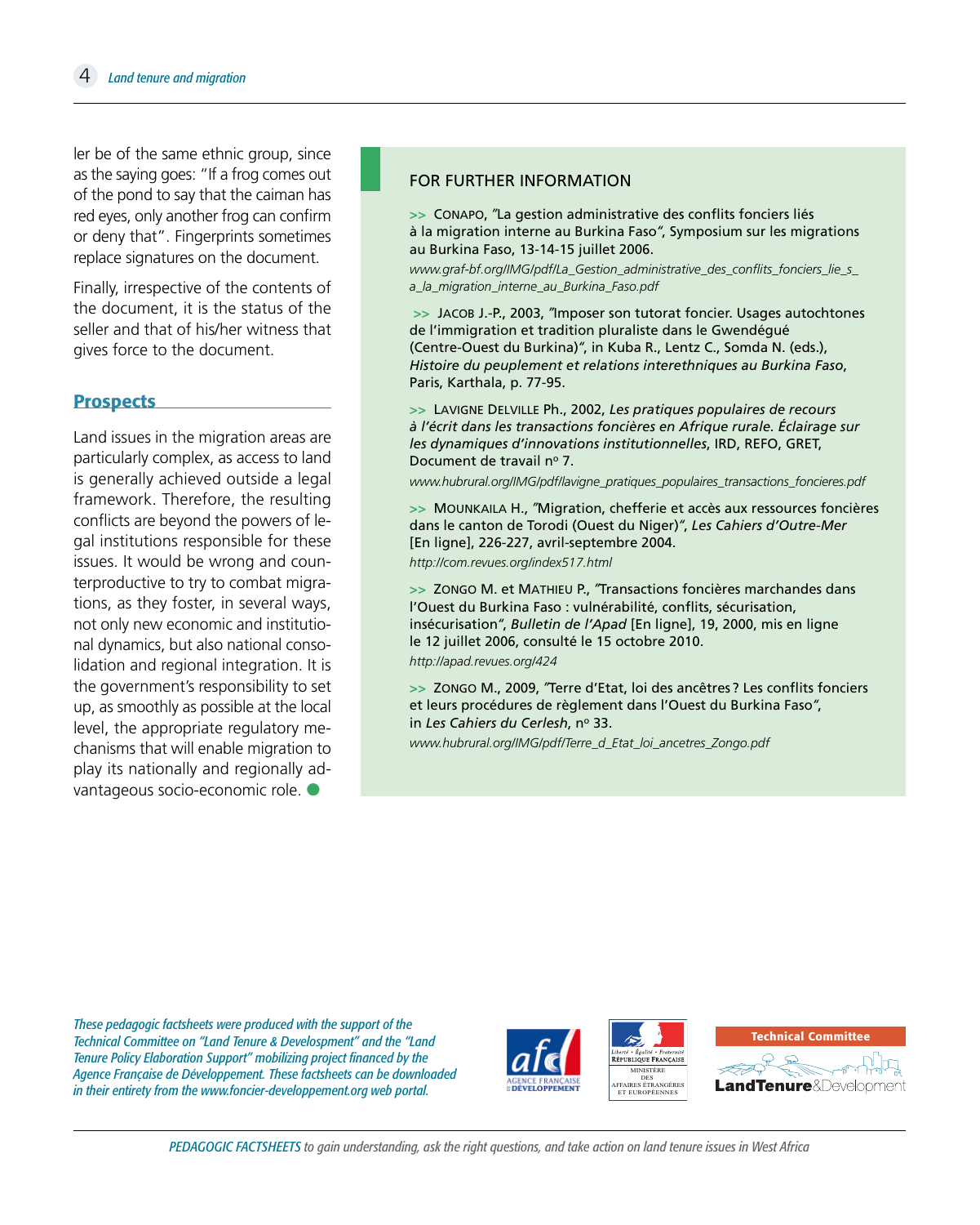ler be of the same ethnic group, since as the saying goes: "If a frog comes out of the pond to say that the caiman has red eyes, only another frog can confirm or deny that". Fingerprints sometimes replace signatures on the document.

Finally, irrespective of the contents of the document, it is the status of the seller and that of his/her witness that gives force to the document.

## Prospects

Land issues in the migration areas are particularly complex, as access to land is generally achieved outside a legal framework. Therefore, the resulting conflicts are beyond the powers of legal institutions responsible for these issues. It would be wrong and counterproductive to try to combat migrations, as they foster, in several ways, not only new economic and institutional dynamics, but also national consolidation and regional integration. It is the government's responsibility to set up, as smoothly as possible at the local level, the appropriate regulatory mechanisms that will enable migration to play its nationally and regionally advantageous socio-economic role.

## FOR FURTHER INFORMATION

>> CONAPO, "La gestion administrative des conflits fonciers liés à la migration interne au Burkina Faso", Symposium sur les migrations au Burkina Faso, 13-14-15 juillet 2006.
*www.graf-bf.org/IMG/pdf/La_Gestion_administrative_des_conflits_fonciers_lie_s_a_la_migration_interne_au_Burkina_Faso.pdf*

>> JACOB J.-P., 2003, "Imposer son tutorat foncier. Usages autochtones de l'immigration et tradition pluraliste dans le Gwendégué (Centre-Ouest du Burkina)", in Kuba R., Lentz C., Somda N. (eds.), *Histoire du peuplement et relations interethniques au Burkina Faso*, Paris, Karthala, p. 77-95.

>> LAVIGNE DELVILLE Ph., 2002, *Les pratiques populaires de recours à l'écrit dans les transactions foncières en Afrique rurale. Éclairage sur les dynamiques d'innovations institutionnelles*, IRD, REFO, GRET, Document de travail nº 7.
*www.hubrural.org/IMG/pdf/lavigne_pratiques_populaires_transactions_foncieres.pdf*

>> MOUNKAILA H., "Migration, chefferie et accès aux ressources foncières dans le canton de Torodi (Ouest du Niger)", *Les Cahiers d'Outre-Mer* [En ligne], 226-227, avril-septembre 2004.
*http://com.revues.org/index517.html*

>> ZONGO M. et MATHIEU P., "Transactions foncières marchandes dans l'Ouest du Burkina Faso : vulnérabilité, conflits, sécurisation, insécurisation", *Bulletin de l'Apad* [En ligne], 19, 2000, mis en ligne le 12 juillet 2006, consulté le 15 octobre 2010.
*http://apad.revues.org/424*

>> ZONGO M., 2009, "Terre d'Etat, loi des ancêtres ? Les conflits fonciers et leurs procédures de règlement dans l'Ouest du Burkina Faso", in *Les Cahiers du Cerlesh*, nº 33.
*www.hubrural.org/IMG/pdf/Terre_d_Etat_loi_ancetres_Zongo.pdf*

*These pedagogic factsheets were produced with the support of the Technical Committee on "Land Tenure & Development" and the "Land Tenure Policy Elaboration Support" mobilizing project financed by the Agence Française de Développement. These factsheets can be downloaded in their entirety from the www.foncier-developpement.org web portal.*

AGENCE FRANÇAISE DE DÉVELOPPEMENT

Liberté • Égalité • Fraternité
RÉPUBLIQUE FRANÇAISE
MINISTÈRE DES AFFAIRES ÉTRANGÈRES ET EUROPÉENNES

Technical Committee
LandTenure&Development